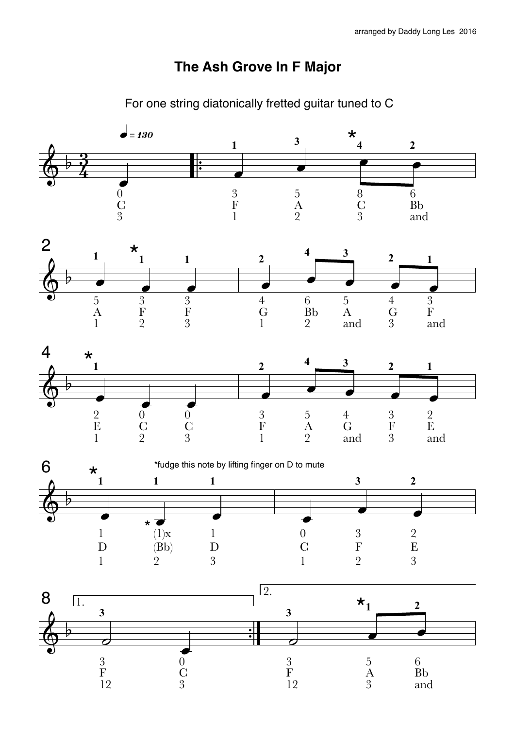arranged by Daddy Long Les 2016

# The Ash Grove In F Major

For one string diatonically fretted guitar tuned to C

*fudge this note by lifting finger on D to mute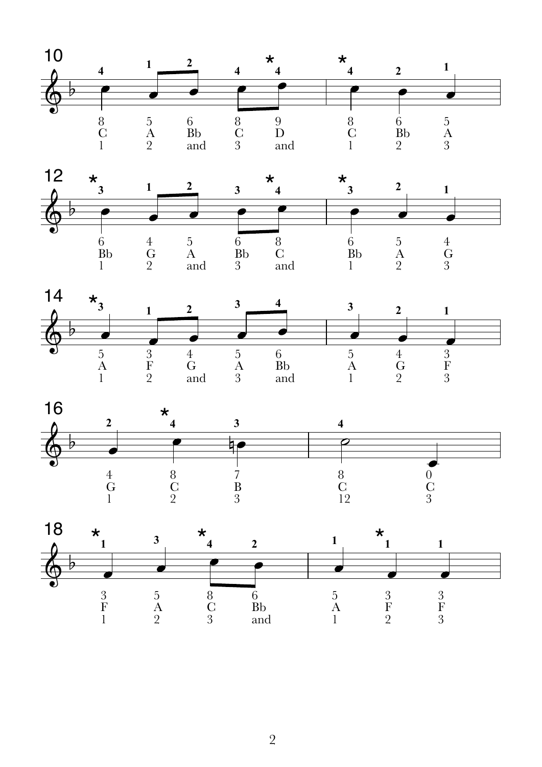**10**

| *4* | 1 | 2 | 4 | *4 | *4 | 2 | 1 |
|---|---|---|---|---|---|---|---|
| 8 | 5 | 6 | 8 | 9 | 8 | 6 | 5 |
| C | A | Bb | C | D | C | Bb | A |
| 1 | 2 | and | 3 | and | 1 | 2 | 3 |

**12**

| *3 | 1 | 2 | 3 | *4 | *3 | 2 | 1 |
|---|---|---|---|---|---|---|---|
| 6 | 4 | 5 | 6 | 8 | 6 | 5 | 4 |
| Bb | G | A | Bb | C | Bb | A | G |
| 1 | 2 | and | 3 | and | 1 | 2 | 3 |

**14**

| *3 | 1 | 2 | 3 | 4 | 3 | 2 | 1 |
|---|---|---|---|---|---|---|---|
| 5 | 3 | 4 | 5 | 6 | 5 | 4 | 3 |
| A | F | G | A | Bb | A | G | F |
| 1 | 2 | and | 3 | and | 1 | 2 | 3 |

**16**

| 2 | *4 | 3 | 4 | |
|---|---|---|---|---|
| 4 | 8 | 7 | 8 | 0 |
| G | C | B | C | C |
| 1 | 2 | 3 | 12 | 3 |

**18**

| *1 | 3 | *4 | 2 | 1 | *1 | 1 |
|---|---|---|---|---|---|---|
| 3 | 5 | 8 | 6 | 5 | 3 | 3 |
| F | A | C | Bb | A | F | F |
| 1 | 2 | 3 | and | 1 | 2 | 3 |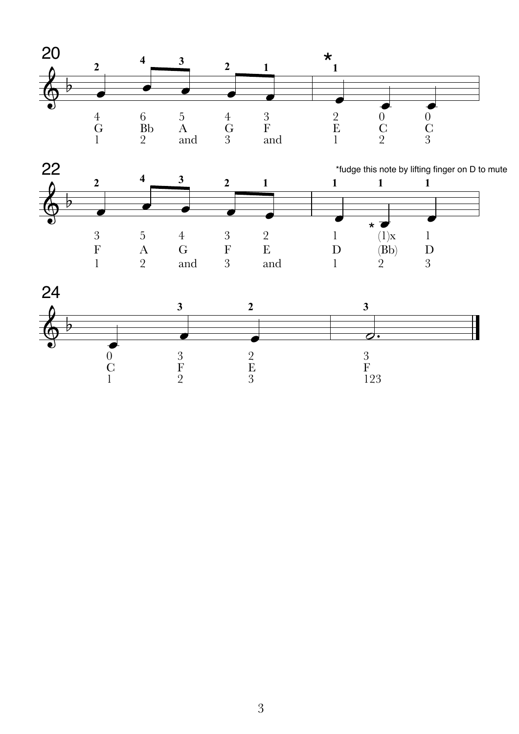20

| | | | | | | | |
|---|---|---|---|---|---|---|---|
| 2 | 4 | 3 | 2 | 1 | * 1 | | |
| 4 | 6 | 5 | 4 | 3 | 2 | 0 | 0 |
| G | Bb | A | G | F | E | C | C |
| 1 | 2 | and | 3 | and | 1 | 2 | 3 |

22

*fudge this note by lifting finger on D to mute

| | | | | | | | |
|---|---|---|---|---|---|---|---|
| 2 | 4 | 3 | 2 | 1 | 1 | 1 | 1 |
| 3 | 5 | 4 | 3 | 2 | 1 | * (1)x | 1 |
| F | A | G | F | E | D | (Bb) | D |
| 1 | 2 | and | 3 | and | 1 | 2 | 3 |

24

| | | | |
|---|---|---|---|
| | 3 | 2 | 3 |
| 0 | 3 | 2 | 3 |
| C | F | E | F |
| 1 | 2 | 3 | 123 |